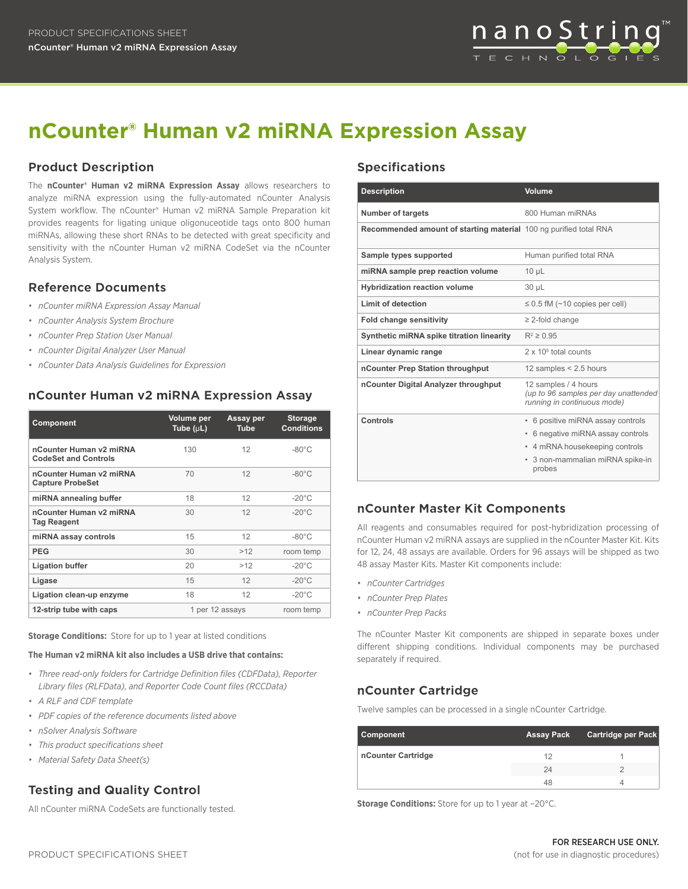# nCounter® Human v2 miRNA Expression Assay

## Product Description

The **nCounter® Human v2 miRNA Expression Assay** allows researchers to analyze miRNA expression using the fully-automated nCounter Analysis System workflow. The nCounter® Human v2 miRNA Sample Preparation kit provides reagents for ligating unique oligonuceotide tags onto 800 human miRNAs, allowing these short RNAs to be detected with great specificity and sensitivity with the nCounter Human v2 miRNA CodeSet via the nCounter Analysis System.

## Reference Documents

- *nCounter miRNA Expression Assay Manual*
- *nCounter Analysis System Brochure*
- *nCounter Prep Station User Manual*
- *nCounter Digital Analyzer User Manual*
- *nCounter Data Analysis Guidelines for Expression*

## nCounter Human v2 miRNA Expression Assay

| Component | Volume per Tube (µL) | Assay per Tube | Storage Conditions |
|---|---|---|---|
| **nCounter Human v2 miRNA CodeSet and Controls** | 130 | 12 | -80°C |
| **nCounter Human v2 miRNA Capture ProbeSet** | 70 | 12 | -80°C |
| **miRNA annealing buffer** | 18 | 12 | -20°C |
| **nCounter Human v2 miRNA Tag Reagent** | 30 | 12 | -20°C |
| **miRNA assay controls** | 15 | 12 | -80°C |
| **PEG** | 30 | >12 | room temp |
| **Ligation buffer** | 20 | >12 | -20°C |
| **Ligase** | 15 | 12 | -20°C |
| **Ligation clean-up enzyme** | 18 | 12 | -20°C |
| **12-strip tube with caps** | 1 per 12 assays | | room temp |

**Storage Conditions:** Store for up to 1 year at listed conditions

**The Human v2 miRNA kit also includes a USB drive that contains:**

- *Three read-only folders for Cartridge Definition files (CDFData), Reporter Library files (RLFData), and Reporter Code Count files (RCCData)*
- *A RLF and CDF template*
- *PDF copies of the reference documents listed above*
- *nSolver Analysis Software*
- *This product specifications sheet*
- *Material Safety Data Sheet(s)*

## Testing and Quality Control

All nCounter miRNA CodeSets are functionally tested.

## Specifications

| Description | Volume |
|---|---|
| **Number of targets** | 800 Human miRNAs |
| **Recommended amount of starting material** | 100 ng purified total RNA |
| **Sample types supported** | Human purified total RNA |
| **miRNA sample prep reaction volume** | 10 µL |
| **Hybridization reaction volume** | 30 µL |
| **Limit of detection** | ≤ 0.5 fM (~10 copies per cell) |
| **Fold change sensitivity** | ≥ 2-fold change |
| **Synthetic miRNA spike titration linearity** | $R^2 \geq 0.95$ |
| **Linear dynamic range** | $2 \times 10^6$ total counts |
| **nCounter Prep Station throughput** | 12 samples < 2.5 hours |
| **nCounter Digital Analyzer throughput** | 12 samples / 4 hours *(up to 96 samples per day unattended running in continuous mode)* |
| **Controls** | • 6 positive miRNA assay controls<br>• 6 negative miRNA assay controls<br>• 4 mRNA housekeeping controls<br>• 3 non-mammalian miRNA spike-in probes |

## nCounter Master Kit Components

All reagents and consumables required for post-hybridization processing of nCounter Human v2 miRNA assays are supplied in the nCounter Master Kit. Kits for 12, 24, 48 assays are available. Orders for 96 assays will be shipped as two 48 assay Master Kits. Master Kit components include:

- *nCounter Cartridges*
- *nCounter Prep Plates*
- *nCounter Prep Packs*

The nCounter Master Kit components are shipped in separate boxes under different shipping conditions. Individual components may be purchased separately if required.

## nCounter Cartridge

Twelve samples can be processed in a single nCounter Cartridge.

| Component | Assay Pack | Cartridge per Pack |
|---|---|---|
| **nCounter Cartridge** | 12 | 1 |
| | 24 | 2 |
| | 48 | 4 |

**Storage Conditions:** Store for up to 1 year at –20°C.

FOR RESEARCH USE ONLY.
(not for use in diagnostic procedures)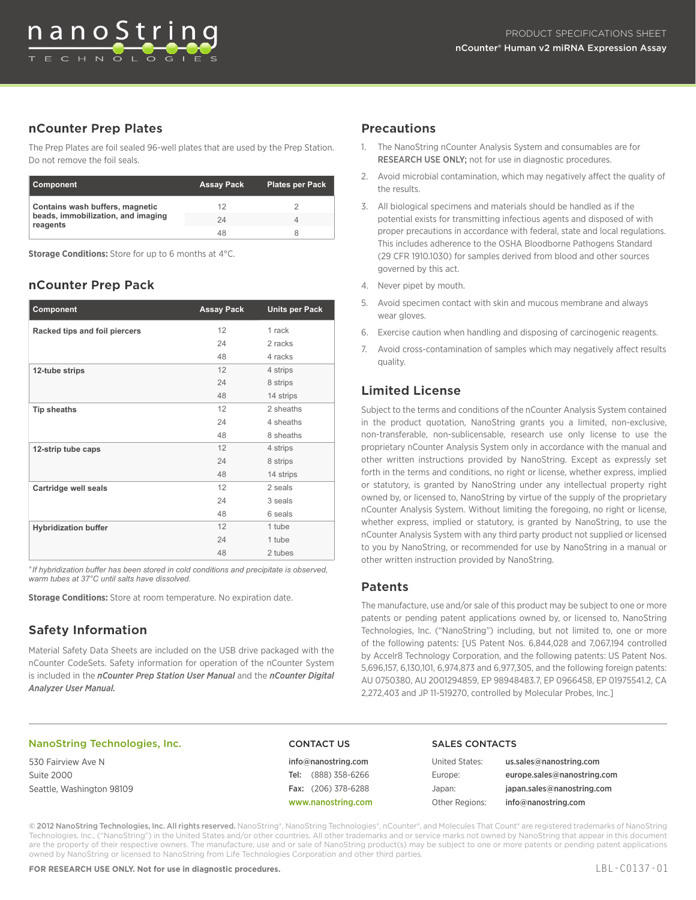## nCounter Prep Plates

The Prep Plates are foil sealed 96-well plates that are used by the Prep Station. Do not remove the foil seals.

| Component | Assay Pack | Plates per Pack |
|---|---|---|
| Contains wash buffers, magnetic beads, immobilization, and imaging reagents | 12 | 2 |
| | 24 | 4 |
| | 48 | 8 |

**Storage Conditions:** Store for up to 6 months at 4°C.

## nCounter Prep Pack

| Component | Assay Pack | Units per Pack |
|---|---|---|
| Racked tips and foil piercers | 12 | 1 rack |
| | 24 | 2 racks |
| | 48 | 4 racks |
| 12-tube strips | 12 | 4 strips |
| | 24 | 8 strips |
| | 48 | 14 strips |
| Tip sheaths | 12 | 2 sheaths |
| | 24 | 4 sheaths |
| | 48 | 8 sheaths |
| 12-strip tube caps | 12 | 4 strips |
| | 24 | 8 strips |
| | 48 | 14 strips |
| Cartridge well seals | 12 | 2 seals |
| | 24 | 3 seals |
| | 48 | 6 seals |
| Hybridization buffer | 12 | 1 tube |
| | 24 | 1 tube |
| | 48 | 2 tubes |

*\*If hybridization buffer has been stored in cold conditions and precipitate is observed, warm tubes at 37°C until salts have dissolved.*

**Storage Conditions:** Store at room temperature. No expiration date.

## Safety Information

Material Safety Data Sheets are included on the USB drive packaged with the nCounter CodeSets. Safety information for operation of the nCounter System is included in the ***nCounter Prep Station User Manual*** and the ***nCounter Digital Analyzer User Manual.***

## Precautions

1. The NanoString nCounter Analysis System and consumables are for RESEARCH USE ONLY; not for use in diagnostic procedures.
2. Avoid microbial contamination, which may negatively affect the quality of the results.
3. All biological specimens and materials should be handled as if the potential exists for transmitting infectious agents and disposed of with proper precautions in accordance with federal, state and local regulations. This includes adherence to the OSHA Bloodborne Pathogens Standard (29 CFR 1910.1030) for samples derived from blood and other sources governed by this act.
4. Never pipet by mouth.
5. Avoid specimen contact with skin and mucous membrane and always wear gloves.
6. Exercise caution when handling and disposing of carcinogenic reagents.
7. Avoid cross-contamination of samples which may negatively affect results quality.

## Limited License

Subject to the terms and conditions of the nCounter Analysis System contained in the product quotation, NanoString grants you a limited, non-exclusive, non-transferable, non-sublicensable, research use only license to use the proprietary nCounter Analysis System only in accordance with the manual and other written instructions provided by NanoString. Except as expressly set forth in the terms and conditions, no right or license, whether express, implied or statutory, is granted by NanoString under any intellectual property right owned by, or licensed to, NanoString by virtue of the supply of the proprietary nCounter Analysis System. Without limiting the foregoing, no right or license, whether express, implied or statutory, is granted by NanoString, to use the nCounter Analysis System with any third party product not supplied or licensed to you by NanoString, or recommended for use by NanoString in a manual or other written instruction provided by NanoString.

## Patents

The manufacture, use and/or sale of this product may be subject to one or more patents or pending patent applications owned by, or licensed to, NanoString Technologies, Inc. ("NanoString") including, but not limited to, one or more of the following patents: [US Patent Nos. 6,844,028 and 7,067,194 controlled by Accelr8 Technology Corporation, and the following patents: US Patent Nos. 5,696,157, 6,130,101, 6,974,873 and 6,977,305, and the following foreign patents: AU 0750380, AU 2001294859, EP 98948483.7, EP 0966458, EP 01975541.2, CA 2,272,403 and JP 11-519270, controlled by Molecular Probes, Inc.]

---

**NanoString Technologies, Inc.**

530 Fairview Ave N
Suite 2000
Seattle, Washington 98109

**CONTACT US**

info@nanostring.com
Tel: (888) 358-6266
Fax: (206) 378-6288
www.nanostring.com

**SALES CONTACTS**

United States: us.sales@nanostring.com
Europe: europe.sales@nanostring.com
Japan: japan.sales@nanostring.com
Other Regions: info@nanostring.com

**© 2012 NanoString Technologies, Inc. All rights reserved.** NanoString®, NanoString Technologies®, nCounter®, and Molecules That Count® are registered trademarks of NanoString Technologies, Inc., ("NanoString") in the United States and/or other countries. All other trademarks and or service marks not owned by NanoString that appear in this document are the property of their respective owners. The manufacture, use and or sale of NanoString product(s) may be subject to one or more patents or pending patent applications owned by NanoString or licensed to NanoString from Life Technologies Corporation and other third parties.

**FOR RESEARCH USE ONLY. Not for use in diagnostic procedures.**

LBL-C0137-01